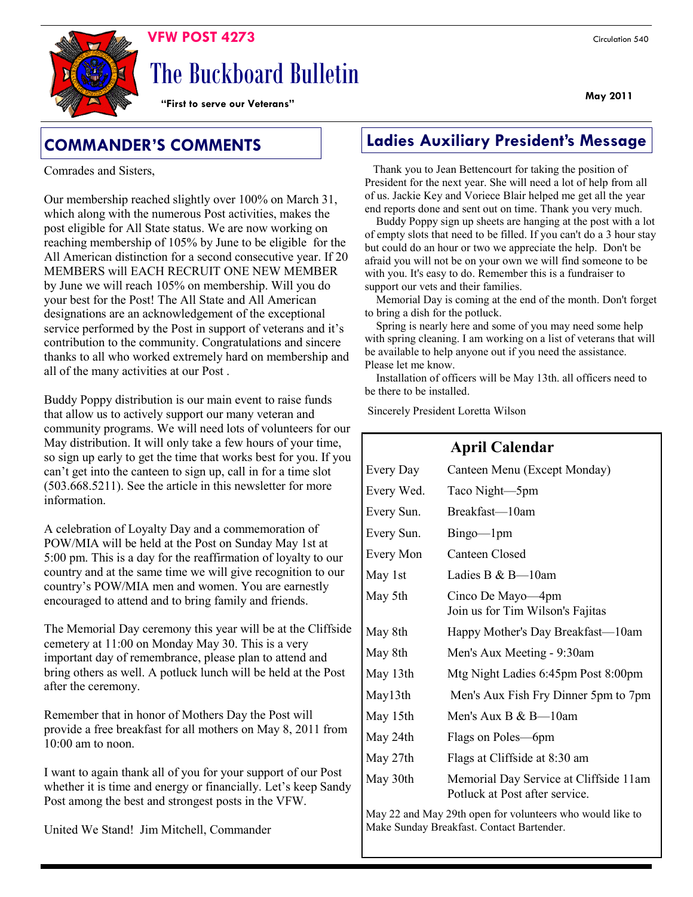**VFW POST 4273**

# The Buckboard Bulletin

**"First to serve our Veterans"**

Circulation 540

**May 2011**

## COMMANDER'S COMMENTS

Comrades and Sisters,

Our membership reached slightly over 100% on March 31, which along with the numerous Post activities, makes the post eligible for All State status. We are now working on reaching membership of 105% by June to be eligible for the All American distinction for a second consecutive year. If 20 MEMBERS will EACH RECRUIT ONE NEW MEMBER by June we will reach 105% on membership. Will you do your best for the Post! The All State and All American designations are an acknowledgement of the exceptional service performed by the Post in support of veterans and it's contribution to the community. Congratulations and sincere thanks to all who worked extremely hard on membership and all of the many activities at our Post .

Buddy Poppy distribution is our main event to raise funds that allow us to actively support our many veteran and community programs. We will need lots of volunteers for our May distribution. It will only take a few hours of your time, so sign up early to get the time that works best for you. If you can't get into the canteen to sign up, call in for a time slot (503.668.5211). See the article in this newsletter for more information.

A celebration of Loyalty Day and a commemoration of POW/MIA will be held at the Post on Sunday May 1st at 5:00 pm. This is a day for the reaffirmation of loyalty to our country and at the same time we will give recognition to our country's POW/MIA men and women. You are earnestly encouraged to attend and to bring family and friends.

The Memorial Day ceremony this year will be at the Cliffside cemetery at 11:00 on Monday May 30. This is a very important day of remembrance, please plan to attend and bring others as well. A potluck lunch will be held at the Post after the ceremony.

Remember that in honor of Mothers Day the Post will provide a free breakfast for all mothers on May 8, 2011 from 10:00 am to noon.

I want to again thank all of you for your support of our Post whether it is time and energy or financially. Let's keep Sandy Post among the best and strongest posts in the VFW.

United We Stand! Jim Mitchell, Commander

## Ladies Auxiliary President's Message

Thank you to Jean Bettencourt for taking the position of President for the next year. She will need a lot of help from all of us. Jackie Key and Voriece Blair helped me get all the year end reports done and sent out on time. Thank you very much.

Buddy Poppy sign up sheets are hanging at the post with a lot of empty slots that need to be filled. If you can't do a 3 hour stay but could do an hour or two we appreciate the help. Don't be afraid you will not be on your own we will find someone to be with you. It's easy to do. Remember this is a fundraiser to support our vets and their families.

Memorial Day is coming at the end of the month. Don't forget to bring a dish for the potluck.

Spring is nearly here and some of you may need some help with spring cleaning. I am working on a list of veterans that will be available to help anyone out if you need the assistance. Please let me know.

Installation of officers will be May 13th. all officers need to be there to be installed.

Sincerely President Loretta Wilson

## April Calendar

| | |
|---|---|
| Every Day | Canteen Menu (Except Monday) |
| Every Wed. | Taco Night—5pm |
| Every Sun. | Breakfast—10am |
| Every Sun. | Bingo—1pm |
| Every Mon | Canteen Closed |
| May 1st | Ladies B & B—10am |
| May 5th | Cinco De Mayo—4pm<br>Join us for Tim Wilson's Fajitas |
| May 8th | Happy Mother's Day Breakfast—10am |
| May 8th | Men's Aux Meeting - 9:30am |
| May 13th | Mtg Night Ladies 6:45pm Post 8:00pm |
| May13th | Men's Aux Fish Fry Dinner 5pm to 7pm |
| May 15th | Men's Aux B & B—10am |
| May 24th | Flags on Poles—6pm |
| May 27th | Flags at Cliffside at 8:30 am |
| May 30th | Memorial Day Service at Cliffside 11am<br>Potluck at Post after service. |

May 22 and May 29th open for volunteers who would like to Make Sunday Breakfast. Contact Bartender.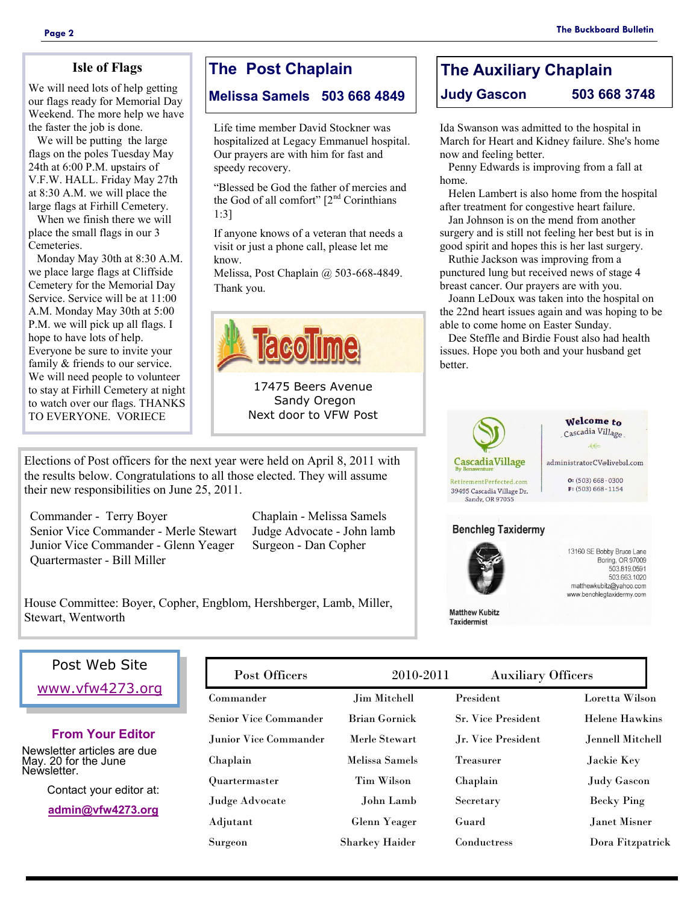## Isle of Flags

We will need lots of help getting our flags ready for Memorial Day Weekend. The more help we have the faster the job is done.

We will be putting the large flags on the poles Tuesday May 24th at 6:00 P.M. upstairs of V.F.W. HALL. Friday May 27th at 8:30 A.M. we will place the large flags at Firhill Cemetery.

When we finish there we will place the small flags in our 3 Cemeteries.

Monday May 30th at 8:30 A.M. we place large flags at Cliffside Cemetery for the Memorial Day Service. Service will be at 11:00 A.M. Monday May 30th at 5:00 P.M. we will pick up all flags. I hope to have lots of help. Everyone be sure to invite your family & friends to our service. We will need people to volunteer to stay at Firhill Cemetery at night to watch over our flags. THANKS TO EVERYONE. VORIECE

## The Post Chaplain

**Melissa Samels 503 668 4849**

Life time member David Stockner was hospitalized at Legacy Emmanuel hospital. Our prayers are with him for fast and speedy recovery.

"Blessed be God the father of mercies and the God of all comfort" [2nd Corinthians 1:3]

If anyone knows of a veteran that needs a visit or just a phone call, please let me know.
Melissa, Post Chaplain @ 503-668-4849.
Thank you.

TacoTime

17475 Beers Avenue
Sandy Oregon
Next door to VFW Post

## The Auxiliary Chaplain

**Judy Gascon 503 668 3748**

Ida Swanson was admitted to the hospital in March for Heart and Kidney failure. She's home now and feeling better.

Penny Edwards is improving from a fall at home.

Helen Lambert is also home from the hospital after treatment for congestive heart failure.

Jan Johnson is on the mend from another surgery and is still not feeling her best but is in good spirit and hopes this is her last surgery.

Ruthie Jackson was improving from a punctured lung but received news of stage 4 breast cancer. Our prayers are with you.

Joann LeDoux was taken into the hospital on the 22nd heart issues again and was hoping to be able to come home on Easter Sunday.

Dee Steffle and Birdie Foust also had health issues. Hope you both and your husband get better.

Elections of Post officers for the next year were held on April 8, 2011 with the results below. Congratulations to all those elected. They will assume their new responsibilities on June 25, 2011.

Commander - Terry Boyer
Senior Vice Commander - Merle Stewart
Junior Vice Commander - Glenn Yeager
Quartermaster - Bill Miller
Chaplain - Melissa Samels
Judge Advocate - John lamb
Surgeon - Dan Copher

House Committee: Boyer, Copher, Englom, Hershberger, Lamb, Miller, Stewart, Wentworth

CascadiaVillage
By Bonaventure
RetirementPerfected.com
39495 Cascadia Village Dr.
Sandy, OR 97055

Welcome to Cascadia Village
administratorCV@livebsl.com
O: (503) 668-0300
F: (503) 668-1154

Benchleg Taxidermy
13160 SE Bobby Bruce Lane
Boring, OR 97009
503.819.0591
503.663.1020
matthewkubitz@yahoo.com
www.benchlegtaxidermy.com
Matthew Kubitz
Taxidermist

Post Web Site
www.vfw4273.org

### From Your Editor

Newsletter articles are due May. 20 for the June Newsletter.

Contact your editor at:
**admin@vfw4273.org**

| Post Officers | 2010-2011 | Auxiliary Officers | |
|---|---|---|---|
| Commander | Jim Mitchell | President | Loretta Wilson |
| Senior Vice Commander | Brian Gornick | Sr. Vice President | Helene Hawkins |
| Junior Vice Commander | Merle Stewart | Jr. Vice President | Jennell Mitchell |
| Chaplain | Melissa Samels | Treasurer | Jackie Key |
| Quartermaster | Tim Wilson | Chaplain | Judy Gascon |
| Judge Advocate | John Lamb | Secretary | Becky Ping |
| Adjutant | Glenn Yeager | Guard | Janet Misner |
| Surgeon | Sharkey Haider | Conductress | Dora Fitzpatrick |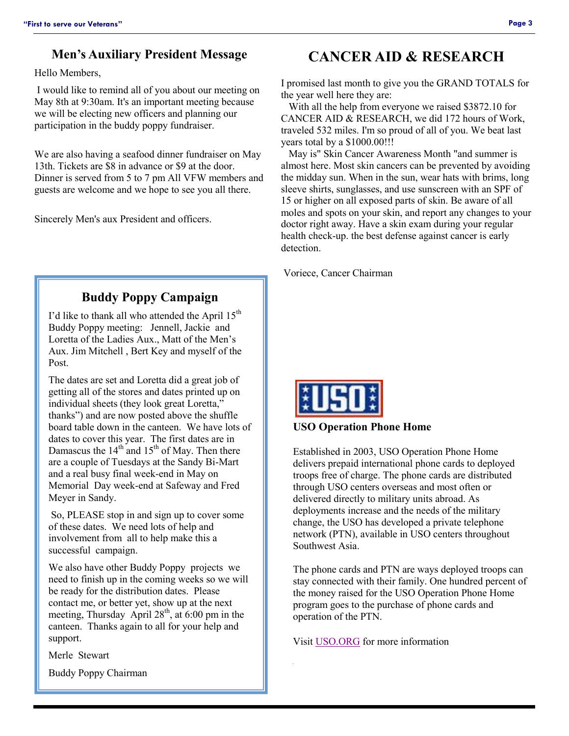## Men's Auxiliary President Message

Hello Members,

I would like to remind all of you about our meeting on May 8th at 9:30am. It's an important meeting because we will be electing new officers and planning our participation in the buddy poppy fundraiser.

We are also having a seafood dinner fundraiser on May 13th. Tickets are $8 in advance or $9 at the door. Dinner is served from 5 to 7 pm All VFW members and guests are welcome and we hope to see you all there.

Sincerely Men's aux President and officers.

## Buddy Poppy Campaign

I'd like to thank all who attended the April 15th Buddy Poppy meeting: Jennell, Jackie and Loretta of the Ladies Aux., Matt of the Men's Aux. Jim Mitchell , Bert Key and myself of the Post.

The dates are set and Loretta did a great job of getting all of the stores and dates printed up on individual sheets (they look great Loretta," thanks") and are now posted above the shuffle board table down in the canteen. We have lots of dates to cover this year. The first dates are in Damascus the 14th and 15th of May. Then there are a couple of Tuesdays at the Sandy Bi-Mart and a real busy final week-end in May on Memorial Day week-end at Safeway and Fred Meyer in Sandy.

So, PLEASE stop in and sign up to cover some of these dates. We need lots of help and involvement from all to help make this a successful campaign.

We also have other Buddy Poppy projects we need to finish up in the coming weeks so we will be ready for the distribution dates. Please contact me, or better yet, show up at the next meeting, Thursday April 28th, at 6:00 pm in the canteen. Thanks again to all for your help and support.

Merle Stewart

Buddy Poppy Chairman

## CANCER AID & RESEARCH

I promised last month to give you the GRAND TOTALS for the year well here they are:

With all the help from everyone we raised $3872.10 for CANCER AID & RESEARCH, we did 172 hours of Work, traveled 532 miles. I'm so proud of all of you. We beat last years total by a $1000.00!!!

May is" Skin Cancer Awareness Month "and summer is almost here. Most skin cancers can be prevented by avoiding the midday sun. When in the sun, wear hats with brims, long sleeve shirts, sunglasses, and use sunscreen with an SPF of 15 or higher on all exposed parts of skin. Be aware of all moles and spots on your skin, and report any changes to your doctor right away. Have a skin exam during your regular health check-up. the best defense against cancer is early detection.

Voriece, Cancer Chairman

USO

**USO Operation Phone Home**

Established in 2003, USO Operation Phone Home delivers prepaid international phone cards to deployed troops free of charge. The phone cards are distributed through USO centers overseas and most often or delivered directly to military units abroad. As deployments increase and the needs of the military change, the USO has developed a private telephone network (PTN), available in USO centers throughout Southwest Asia.

The phone cards and PTN are ways deployed troops can stay connected with their family. One hundred percent of the money raised for the USO Operation Phone Home program goes to the purchase of phone cards and operation of the PTN.

Visit USO.ORG for more information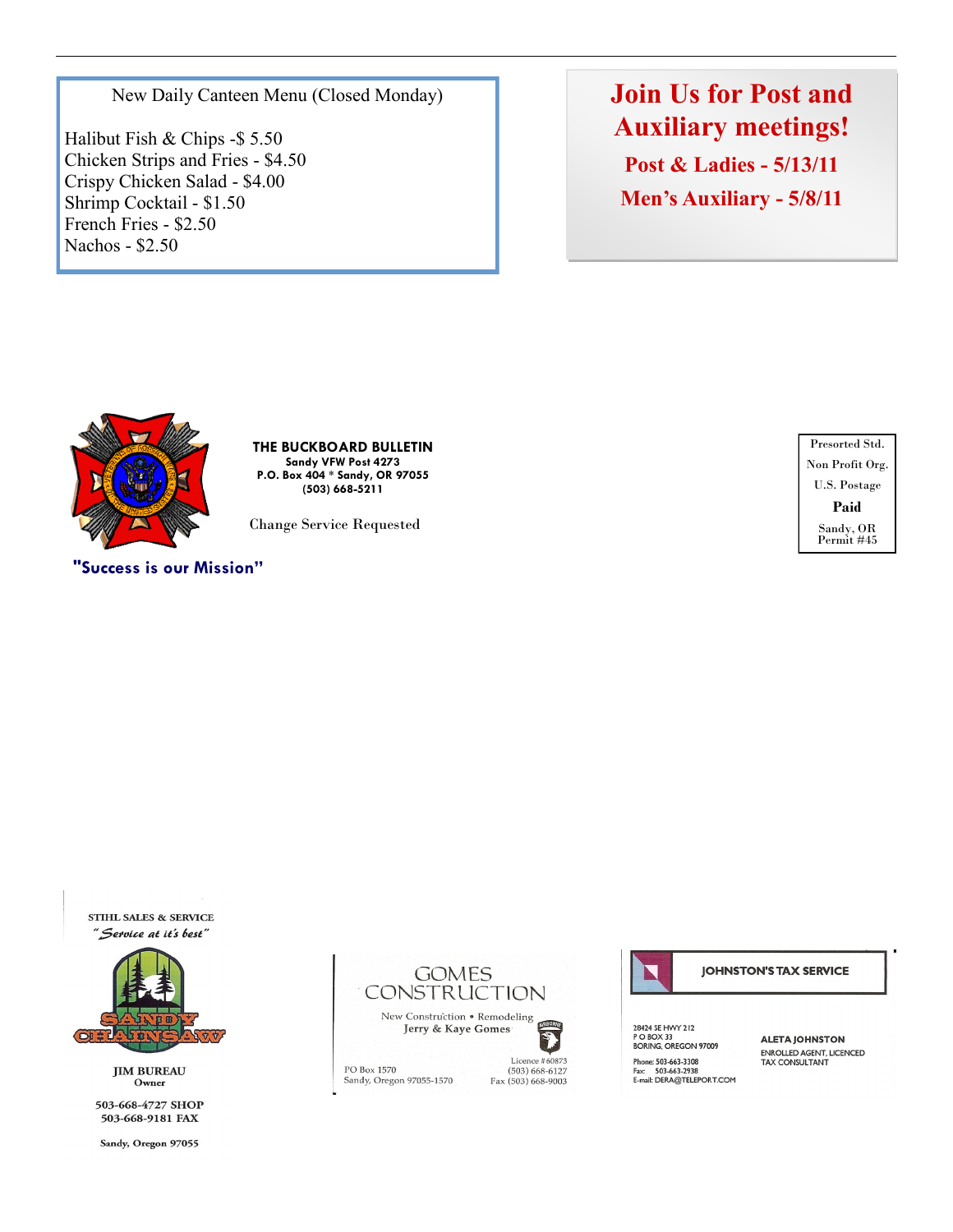New Daily Canteen Menu (Closed Monday)

Halibut Fish & Chips -$ 5.50
Chicken Strips and Fries - $4.50
Crispy Chicken Salad - $4.00
Shrimp Cocktail - $1.50
French Fries - $2.50
Nachos - $2.50

## Join Us for Post and Auxiliary meetings!

**Post & Ladies - 5/13/11**

**Men's Auxiliary - 5/8/11**

**THE BUCKBOARD BULLETIN**
**Sandy VFW Post 4273**
**P.O. Box 404 * Sandy, OR 97055**
**(503) 668-5211**

Change Service Requested

**"Success is our Mission"**

Presorted Std.
Non Profit Org.
U.S. Postage
**Paid**
Sandy, OR
Permit #45

STIHL SALES & SERVICE
*"Service at it's best"*
SANDY CHAINSAW
JIM BUREAU
Owner
503-668-4727 SHOP
503-668-9181 FAX
Sandy, Oregon 97055

GOMES CONSTRUCTION
New Construction • Remodeling
Jerry & Kaye Gomes
PO Box 1570
Sandy, Oregon 97055-1570
Licence #60873
(503) 668-6127
Fax (503) 668-9003

JOHNSTON'S TAX SERVICE
28424 SE HWY 212
P O BOX 33
BORING, OREGON 97009
Phone: 503-663-3308
Fax: 503-663-2938
E-mail: DERA@TELEPORT.COM
ALETA JOHNSTON
ENROLLED AGENT, LICENCED TAX CONSULTANT